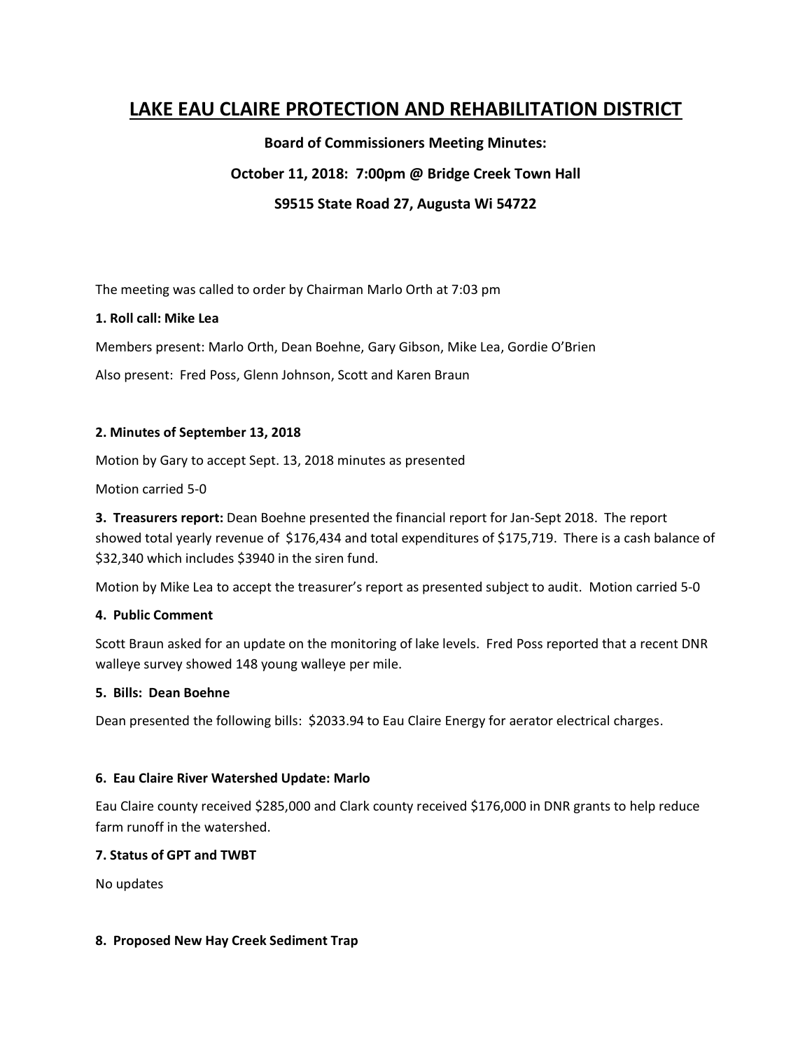# LAKE EAU CLAIRE PROTECTION AND REHABILITATION DISTRICT

**Board of Commissioners Meeting Minutes:**

**October 11, 2018: 7:00pm @ Bridge Creek Town Hall**

**S9515 State Road 27, Augusta Wi 54722**

The meeting was called to order by Chairman Marlo Orth at 7:03 pm

**1. Roll call: Mike Lea**

Members present: Marlo Orth, Dean Boehne, Gary Gibson, Mike Lea, Gordie O'Brien

Also present: Fred Poss, Glenn Johnson, Scott and Karen Braun

**2. Minutes of September 13, 2018**

Motion by Gary to accept Sept. 13, 2018 minutes as presented

Motion carried 5-0

**3. Treasurers report:** Dean Boehne presented the financial report for Jan-Sept 2018. The report showed total yearly revenue of $176,434 and total expenditures of $175,719. There is a cash balance of $32,340 which includes $3940 in the siren fund.

Motion by Mike Lea to accept the treasurer's report as presented subject to audit. Motion carried 5-0

**4. Public Comment**

Scott Braun asked for an update on the monitoring of lake levels. Fred Poss reported that a recent DNR walleye survey showed 148 young walleye per mile.

**5. Bills: Dean Boehne**

Dean presented the following bills: $2033.94 to Eau Claire Energy for aerator electrical charges.

**6. Eau Claire River Watershed Update: Marlo**

Eau Claire county received $285,000 and Clark county received $176,000 in DNR grants to help reduce farm runoff in the watershed.

**7. Status of GPT and TWBT**

No updates

**8. Proposed New Hay Creek Sediment Trap**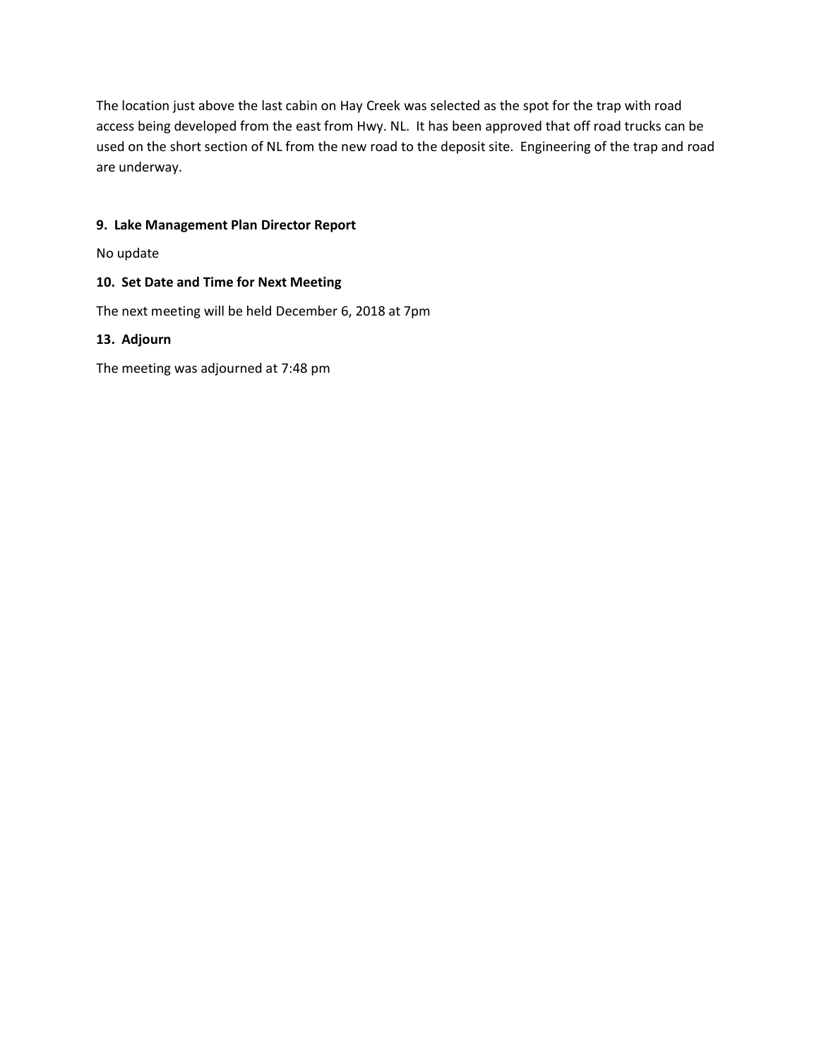The location just above the last cabin on Hay Creek was selected as the spot for the trap with road access being developed from the east from Hwy. NL. It has been approved that off road trucks can be used on the short section of NL from the new road to the deposit site. Engineering of the trap and road are underway.

**9. Lake Management Plan Director Report**

No update

**10. Set Date and Time for Next Meeting**

The next meeting will be held December 6, 2018 at 7pm

**13. Adjourn**

The meeting was adjourned at 7:48 pm